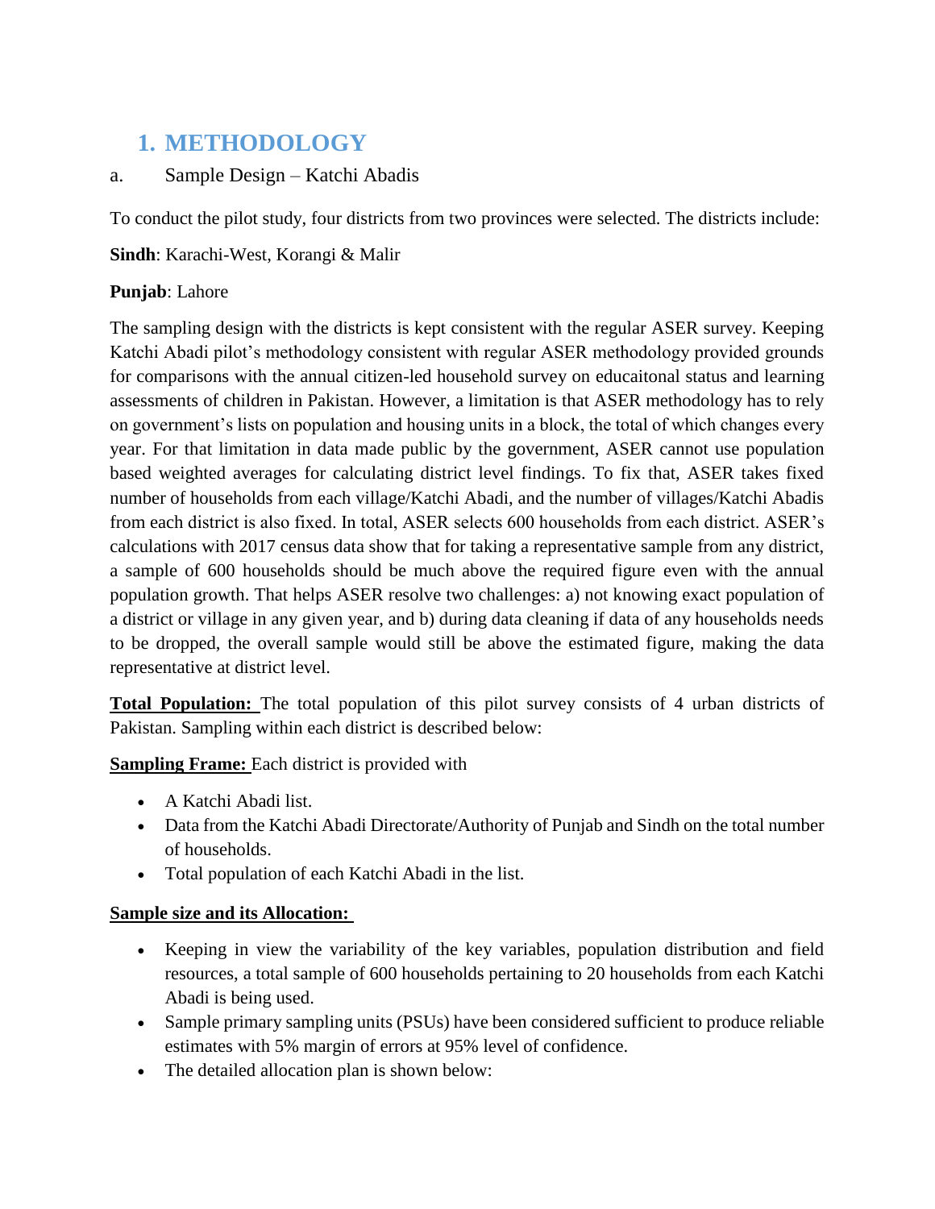# 1. METHODOLOGY

## a. Sample Design – Katchi Abadis

To conduct the pilot study, four districts from two provinces were selected. The districts include:

**Sindh**: Karachi-West, Korangi & Malir

**Punjab**: Lahore

The sampling design with the districts is kept consistent with the regular ASER survey. Keeping Katchi Abadi pilot's methodology consistent with regular ASER methodology provided grounds for comparisons with the annual citizen-led household survey on educaitonal status and learning assessments of children in Pakistan. However, a limitation is that ASER methodology has to rely on government's lists on population and housing units in a block, the total of which changes every year. For that limitation in data made public by the government, ASER cannot use population based weighted averages for calculating district level findings. To fix that, ASER takes fixed number of households from each village/Katchi Abadi, and the number of villages/Katchi Abadis from each district is also fixed. In total, ASER selects 600 households from each district. ASER's calculations with 2017 census data show that for taking a representative sample from any district, a sample of 600 households should be much above the required figure even with the annual population growth. That helps ASER resolve two challenges: a) not knowing exact population of a district or village in any given year, and b) during data cleaning if data of any households needs to be dropped, the overall sample would still be above the estimated figure, making the data representative at district level.

**Total Population:** The total population of this pilot survey consists of 4 urban districts of Pakistan. Sampling within each district is described below:

**Sampling Frame:** Each district is provided with

- A Katchi Abadi list.
- Data from the Katchi Abadi Directorate/Authority of Punjab and Sindh on the total number of households.
- Total population of each Katchi Abadi in the list.

**Sample size and its Allocation:**

- Keeping in view the variability of the key variables, population distribution and field resources, a total sample of 600 households pertaining to 20 households from each Katchi Abadi is being used.
- Sample primary sampling units (PSUs) have been considered sufficient to produce reliable estimates with 5% margin of errors at 95% level of confidence.
- The detailed allocation plan is shown below: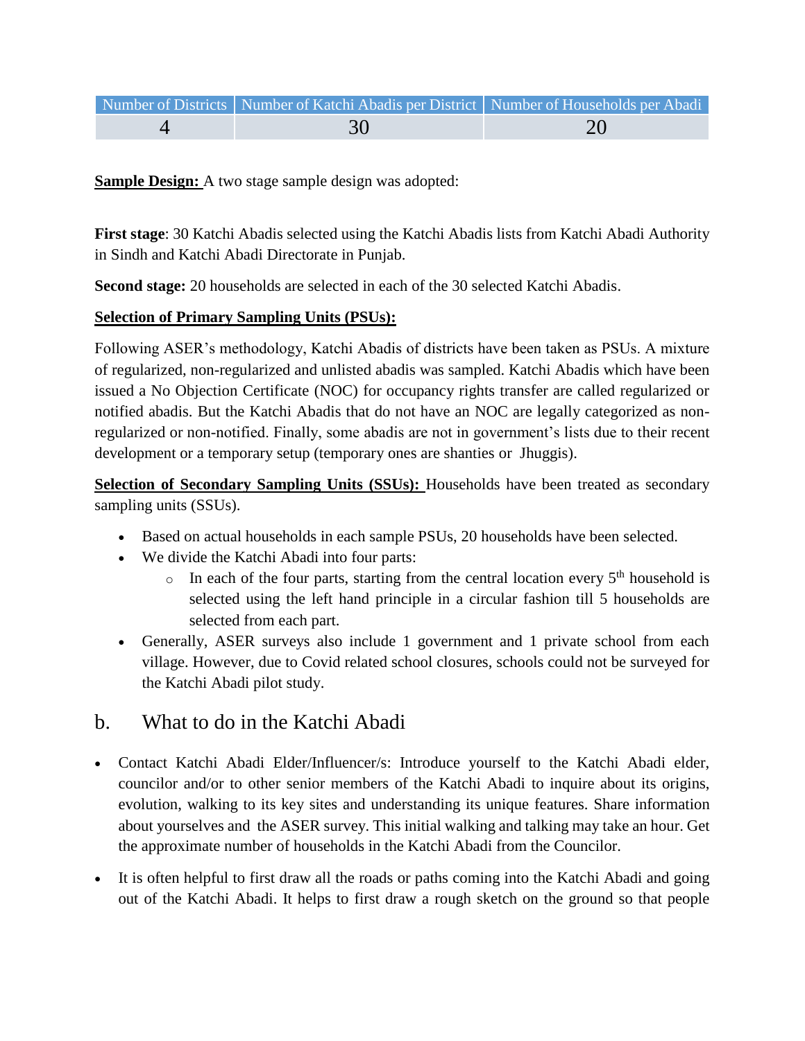| Number of Districts | Number of Katchi Abadis per District | Number of Households per Abadi |
| --- | --- | --- |
| 4 | 30 | 20 |

**Sample Design:** A two stage sample design was adopted:

**First stage**: 30 Katchi Abadis selected using the Katchi Abadis lists from Katchi Abadi Authority in Sindh and Katchi Abadi Directorate in Punjab.

**Second stage:** 20 households are selected in each of the 30 selected Katchi Abadis.

**Selection of Primary Sampling Units (PSUs):**

Following ASER's methodology, Katchi Abadis of districts have been taken as PSUs. A mixture of regularized, non-regularized and unlisted abadis was sampled. Katchi Abadis which have been issued a No Objection Certificate (NOC) for occupancy rights transfer are called regularized or notified abadis. But the Katchi Abadis that do not have an NOC are legally categorized as non-regularized or non-notified. Finally, some abadis are not in government's lists due to their recent development or a temporary setup (temporary ones are shanties or Jhuggis).

**Selection of Secondary Sampling Units (SSUs):** Households have been treated as secondary sampling units (SSUs).

- Based on actual households in each sample PSUs, 20 households have been selected.
- We divide the Katchi Abadi into four parts:
  - In each of the four parts, starting from the central location every 5th household is selected using the left hand principle in a circular fashion till 5 households are selected from each part.
- Generally, ASER surveys also include 1 government and 1 private school from each village. However, due to Covid related school closures, schools could not be surveyed for the Katchi Abadi pilot study.

## b. What to do in the Katchi Abadi

- Contact Katchi Abadi Elder/Influencer/s: Introduce yourself to the Katchi Abadi elder, councilor and/or to other senior members of the Katchi Abadi to inquire about its origins, evolution, walking to its key sites and understanding its unique features. Share information about yourselves and the ASER survey. This initial walking and talking may take an hour. Get the approximate number of households in the Katchi Abadi from the Councilor.
- It is often helpful to first draw all the roads or paths coming into the Katchi Abadi and going out of the Katchi Abadi. It helps to first draw a rough sketch on the ground so that people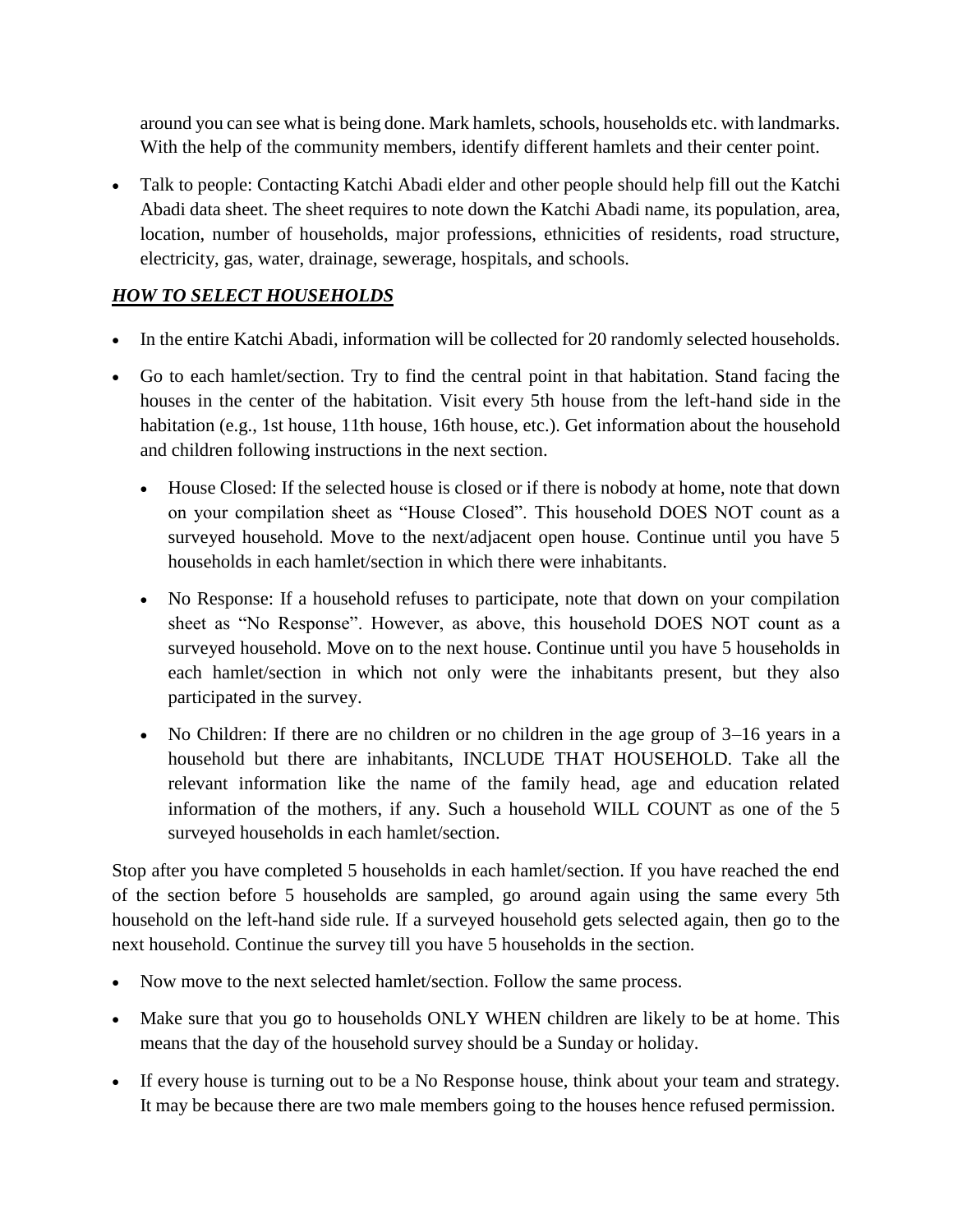around you can see what is being done. Mark hamlets, schools, households etc. with landmarks. With the help of the community members, identify different hamlets and their center point.

- Talk to people: Contacting Katchi Abadi elder and other people should help fill out the Katchi Abadi data sheet. The sheet requires to note down the Katchi Abadi name, its population, area, location, number of households, major professions, ethnicities of residents, road structure, electricity, gas, water, drainage, sewerage, hospitals, and schools.

## ***HOW TO SELECT HOUSEHOLDS***

- In the entire Katchi Abadi, information will be collected for 20 randomly selected households.
- Go to each hamlet/section. Try to find the central point in that habitation. Stand facing the houses in the center of the habitation. Visit every 5th house from the left-hand side in the habitation (e.g., 1st house, 11th house, 16th house, etc.). Get information about the household and children following instructions in the next section.
  - House Closed: If the selected house is closed or if there is nobody at home, note that down on your compilation sheet as "House Closed". This household DOES NOT count as a surveyed household. Move to the next/adjacent open house. Continue until you have 5 households in each hamlet/section in which there were inhabitants.
  - No Response: If a household refuses to participate, note that down on your compilation sheet as "No Response". However, as above, this household DOES NOT count as a surveyed household. Move on to the next house. Continue until you have 5 households in each hamlet/section in which not only were the inhabitants present, but they also participated in the survey.
  - No Children: If there are no children or no children in the age group of 3–16 years in a household but there are inhabitants, INCLUDE THAT HOUSEHOLD. Take all the relevant information like the name of the family head, age and education related information of the mothers, if any. Such a household WILL COUNT as one of the 5 surveyed households in each hamlet/section.

Stop after you have completed 5 households in each hamlet/section. If you have reached the end of the section before 5 households are sampled, go around again using the same every 5th household on the left-hand side rule. If a surveyed household gets selected again, then go to the next household. Continue the survey till you have 5 households in the section.

- Now move to the next selected hamlet/section. Follow the same process.
- Make sure that you go to households ONLY WHEN children are likely to be at home. This means that the day of the household survey should be a Sunday or holiday.
- If every house is turning out to be a No Response house, think about your team and strategy. It may be because there are two male members going to the houses hence refused permission.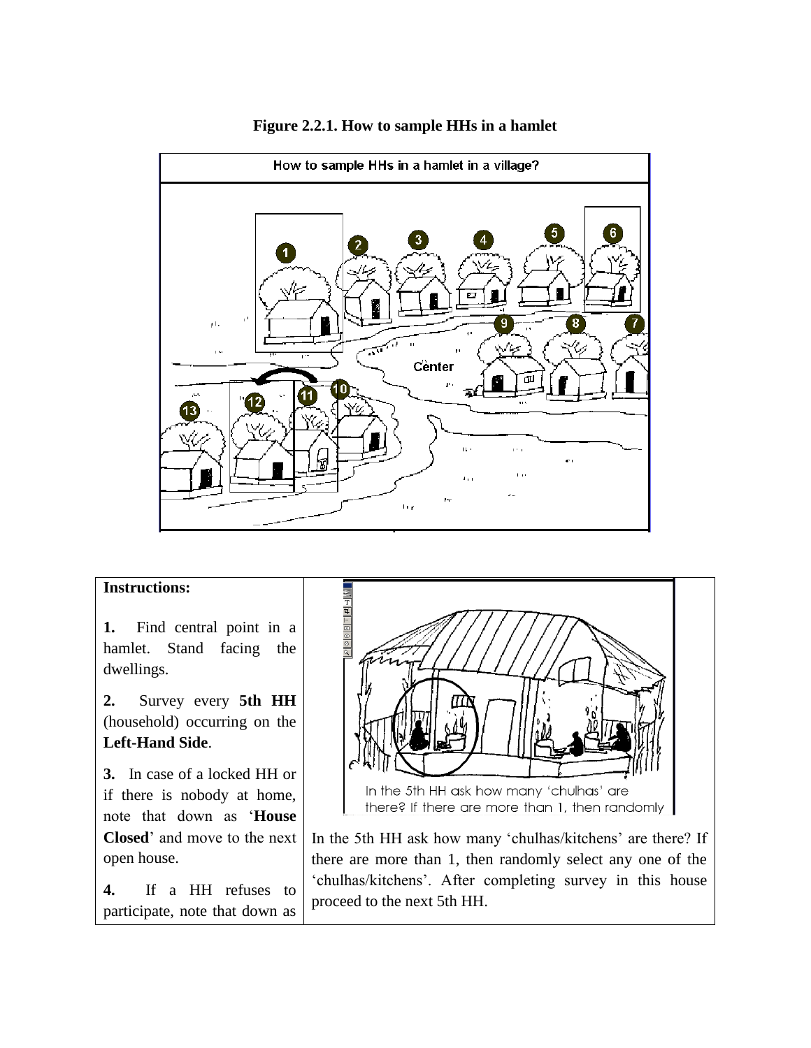**Figure 2.2.1. How to sample HHs in a hamlet**

| Instructions: | |
|---|---|
| **1.** Find central point in a hamlet. Stand facing the dwellings.<br><br>**2.** Survey every **5th HH** (household) occurring on the **Left-Hand Side**.<br><br>**3.** In case of a locked HH or if there is nobody at home, note that down as '**House Closed**' and move to the next open house.<br><br>**4.** If a HH refuses to participate, note that down as | In the 5th HH ask how many 'chulhas/kitchens' are there? If there are more than 1, then randomly select any one of the 'chulhas/kitchens'. After completing survey in this house proceed to the next 5th HH. |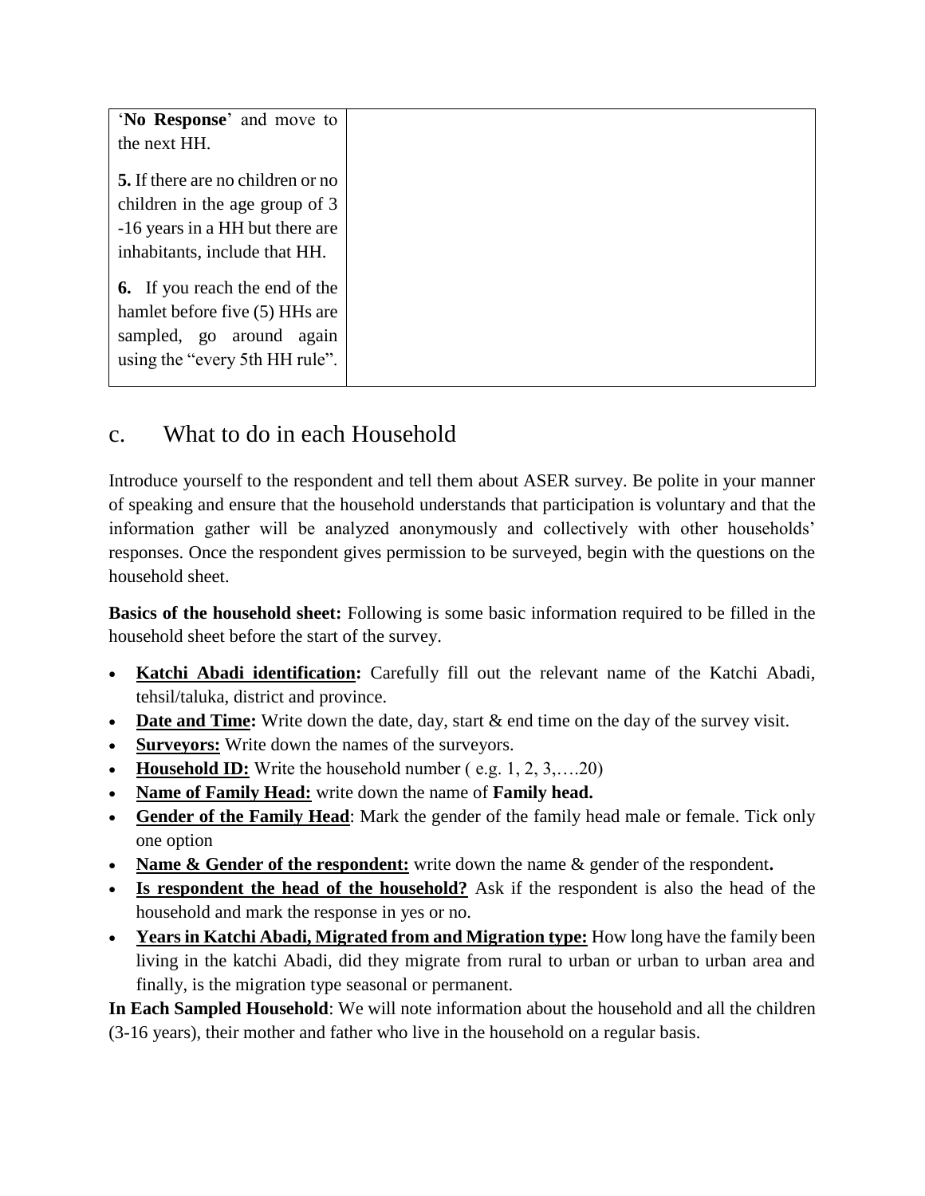| | |
|---|---|
| '**No Response**' and move to the next HH.<br><br>**5.** If there are no children or no children in the age group of 3 -16 years in a HH but there are inhabitants, include that HH.<br><br>**6.** If you reach the end of the hamlet before five (5) HHs are sampled, go around again using the "every 5th HH rule". | |

## c. What to do in each Household

Introduce yourself to the respondent and tell them about ASER survey. Be polite in your manner of speaking and ensure that the household understands that participation is voluntary and that the information gather will be analyzed anonymously and collectively with other households' responses. Once the respondent gives permission to be surveyed, begin with the questions on the household sheet.

**Basics of the household sheet:** Following is some basic information required to be filled in the household sheet before the start of the survey.

- **Katchi Abadi identification:** Carefully fill out the relevant name of the Katchi Abadi, tehsil/taluka, district and province.
- **Date and Time:** Write down the date, day, start & end time on the day of the survey visit.
- **Surveyors:** Write down the names of the surveyors.
- **Household ID:** Write the household number ( e.g. 1, 2, 3,….20)
- **Name of Family Head:** write down the name of **Family head.**
- **Gender of the Family Head**: Mark the gender of the family head male or female. Tick only one option
- **Name & Gender of the respondent:** write down the name & gender of the respondent**.**
- **Is respondent the head of the household?** Ask if the respondent is also the head of the household and mark the response in yes or no.
- **Years in Katchi Abadi, Migrated from and Migration type:** How long have the family been living in the katchi Abadi, did they migrate from rural to urban or urban to urban area and finally, is the migration type seasonal or permanent.

**In Each Sampled Household**: We will note information about the household and all the children (3-16 years), their mother and father who live in the household on a regular basis.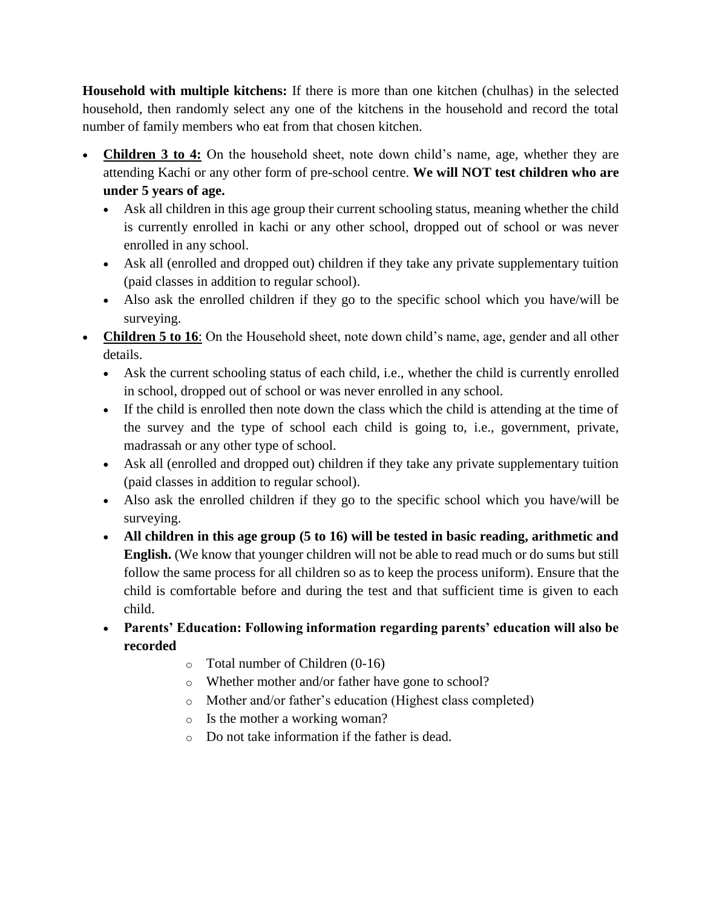**Household with multiple kitchens:** If there is more than one kitchen (chulhas) in the selected household, then randomly select any one of the kitchens in the household and record the total number of family members who eat from that chosen kitchen.

- **<u>Children 3 to 4:</u>** On the household sheet, note down child's name, age, whether they are attending Kachi or any other form of pre-school centre. **We will NOT test children who are under 5 years of age.**
  - Ask all children in this age group their current schooling status, meaning whether the child is currently enrolled in kachi or any other school, dropped out of school or was never enrolled in any school.
  - Ask all (enrolled and dropped out) children if they take any private supplementary tuition (paid classes in addition to regular school).
  - Also ask the enrolled children if they go to the specific school which you have/will be surveying.
- **<u>Children 5 to 16</u>**: On the Household sheet, note down child's name, age, gender and all other details.
  - Ask the current schooling status of each child, i.e., whether the child is currently enrolled in school, dropped out of school or was never enrolled in any school.
  - If the child is enrolled then note down the class which the child is attending at the time of the survey and the type of school each child is going to, i.e., government, private, madrassah or any other type of school.
  - Ask all (enrolled and dropped out) children if they take any private supplementary tuition (paid classes in addition to regular school).
  - Also ask the enrolled children if they go to the specific school which you have/will be surveying.
  - **All children in this age group (5 to 16) will be tested in basic reading, arithmetic and English.** (We know that younger children will not be able to read much or do sums but still follow the same process for all children so as to keep the process uniform). Ensure that the child is comfortable before and during the test and that sufficient time is given to each child.
  - **Parents' Education: Following information regarding parents' education will also be recorded**
    - Total number of Children (0-16)
    - Whether mother and/or father have gone to school?
    - Mother and/or father's education (Highest class completed)
    - Is the mother a working woman?
    - Do not take information if the father is dead.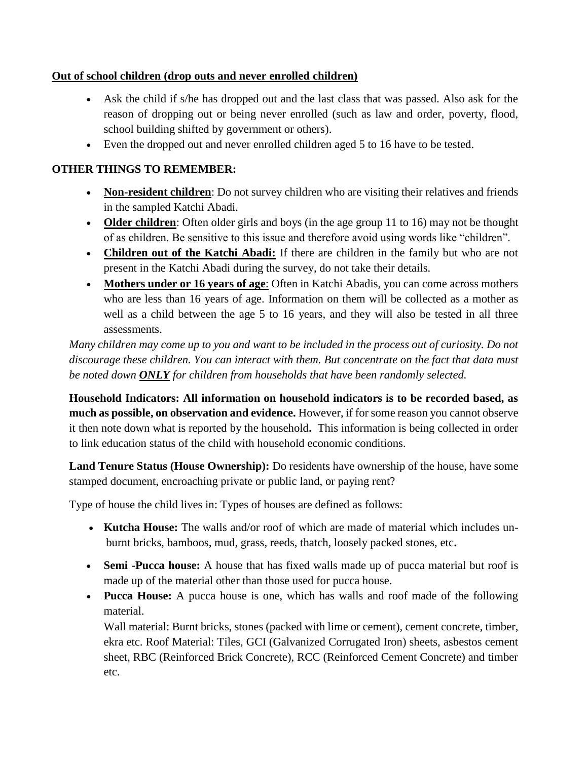**Out of school children (drop outs and never enrolled children)**

- Ask the child if s/he has dropped out and the last class that was passed. Also ask for the reason of dropping out or being never enrolled (such as law and order, poverty, flood, school building shifted by government or others).
- Even the dropped out and never enrolled children aged 5 to 16 have to be tested.

**OTHER THINGS TO REMEMBER:**

- **Non-resident children**: Do not survey children who are visiting their relatives and friends in the sampled Katchi Abadi.
- **Older children**: Often older girls and boys (in the age group 11 to 16) may not be thought of as children. Be sensitive to this issue and therefore avoid using words like "children".
- **Children out of the Katchi Abadi:** If there are children in the family but who are not present in the Katchi Abadi during the survey, do not take their details.
- **Mothers under or 16 years of age**: Often in Katchi Abadis, you can come across mothers who are less than 16 years of age. Information on them will be collected as a mother as well as a child between the age 5 to 16 years, and they will also be tested in all three assessments.

*Many children may come up to you and want to be included in the process out of curiosity. Do not discourage these children. You can interact with them. But concentrate on the fact that data must be noted down **ONLY** for children from households that have been randomly selected.*

**Household Indicators: All information on household indicators is to be recorded based, as much as possible, on observation and evidence.** However, if for some reason you cannot observe it then note down what is reported by the household**.** This information is being collected in order to link education status of the child with household economic conditions.

**Land Tenure Status (House Ownership):** Do residents have ownership of the house, have some stamped document, encroaching private or public land, or paying rent?

Type of house the child lives in: Types of houses are defined as follows:

- **Kutcha House:** The walls and/or roof of which are made of material which includes un-burnt bricks, bamboos, mud, grass, reeds, thatch, loosely packed stones, etc**.**
- **Semi -Pucca house:** A house that has fixed walls made up of pucca material but roof is made up of the material other than those used for pucca house.
- **Pucca House:** A pucca house is one, which has walls and roof made of the following material.

  Wall material: Burnt bricks, stones (packed with lime or cement), cement concrete, timber, ekra etc. Roof Material: Tiles, GCI (Galvanized Corrugated Iron) sheets, asbestos cement sheet, RBC (Reinforced Brick Concrete), RCC (Reinforced Cement Concrete) and timber etc.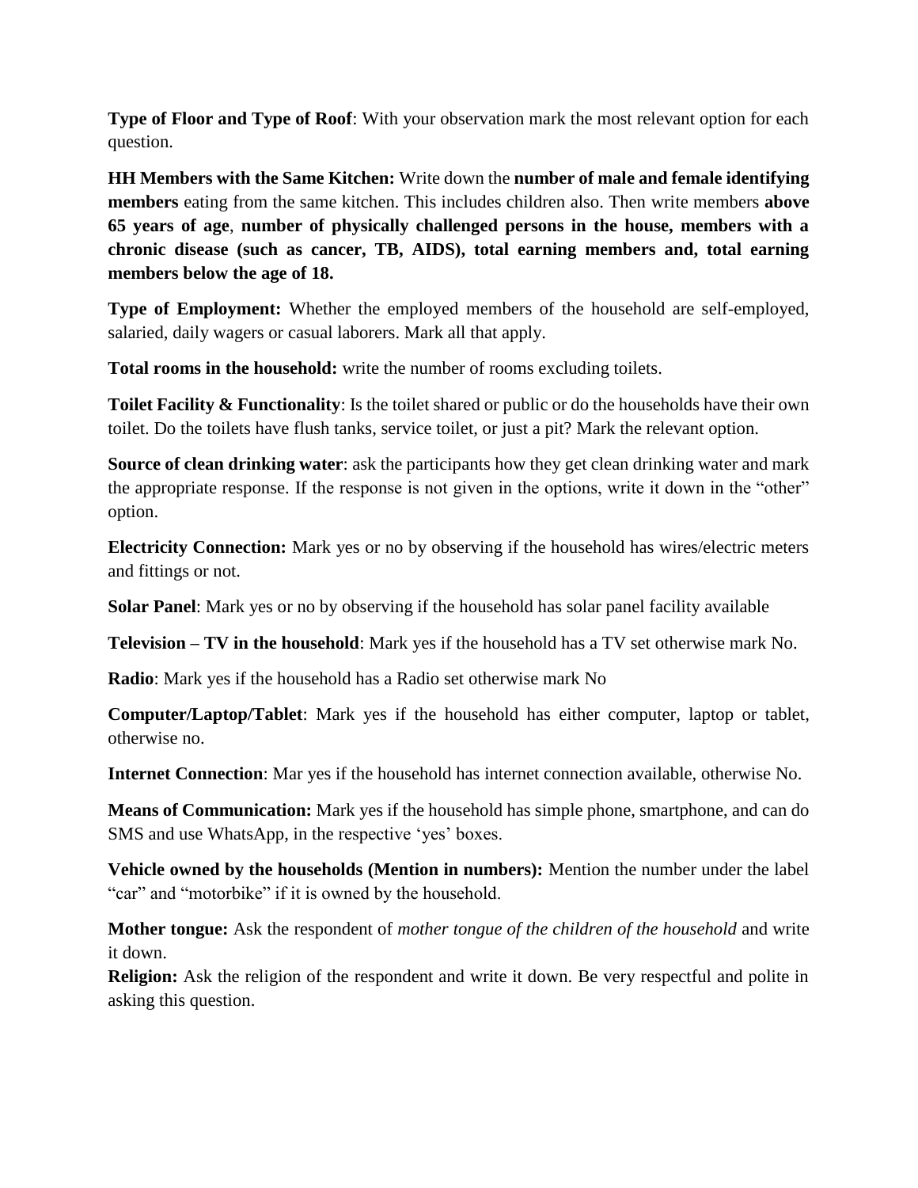**Type of Floor and Type of Roof**: With your observation mark the most relevant option for each question.

**HH Members with the Same Kitchen:** Write down the **number of male and female identifying members** eating from the same kitchen. This includes children also. Then write members **above 65 years of age**, **number of physically challenged persons in the house, members with a chronic disease (such as cancer, TB, AIDS), total earning members and, total earning members below the age of 18.**

**Type of Employment:** Whether the employed members of the household are self-employed, salaried, daily wagers or casual laborers. Mark all that apply.

**Total rooms in the household:** write the number of rooms excluding toilets.

**Toilet Facility & Functionality**: Is the toilet shared or public or do the households have their own toilet. Do the toilets have flush tanks, service toilet, or just a pit? Mark the relevant option.

**Source of clean drinking water**: ask the participants how they get clean drinking water and mark the appropriate response. If the response is not given in the options, write it down in the "other" option.

**Electricity Connection:** Mark yes or no by observing if the household has wires/electric meters and fittings or not.

**Solar Panel**: Mark yes or no by observing if the household has solar panel facility available

**Television – TV in the household**: Mark yes if the household has a TV set otherwise mark No.

**Radio**: Mark yes if the household has a Radio set otherwise mark No

**Computer/Laptop/Tablet**: Mark yes if the household has either computer, laptop or tablet, otherwise no.

**Internet Connection**: Mar yes if the household has internet connection available, otherwise No.

**Means of Communication:** Mark yes if the household has simple phone, smartphone, and can do SMS and use WhatsApp, in the respective 'yes' boxes.

**Vehicle owned by the households (Mention in numbers):** Mention the number under the label "car" and "motorbike" if it is owned by the household.

**Mother tongue:** Ask the respondent of *mother tongue of the children of the household* and write it down.

**Religion:** Ask the religion of the respondent and write it down. Be very respectful and polite in asking this question.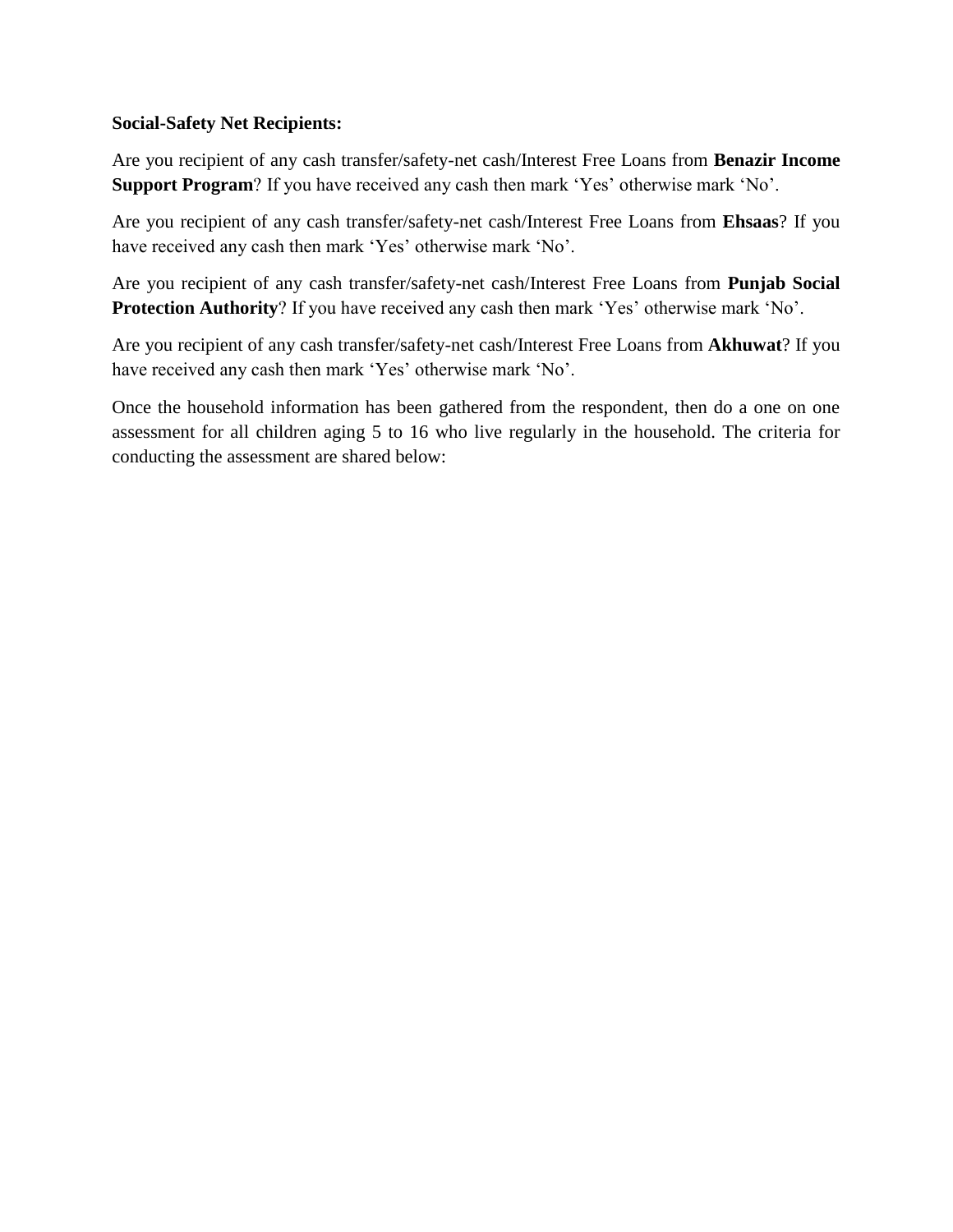**Social-Safety Net Recipients:**

Are you recipient of any cash transfer/safety-net cash/Interest Free Loans from **Benazir Income Support Program**? If you have received any cash then mark 'Yes' otherwise mark 'No'.

Are you recipient of any cash transfer/safety-net cash/Interest Free Loans from **Ehsaas**? If you have received any cash then mark 'Yes' otherwise mark 'No'.

Are you recipient of any cash transfer/safety-net cash/Interest Free Loans from **Punjab Social Protection Authority**? If you have received any cash then mark 'Yes' otherwise mark 'No'.

Are you recipient of any cash transfer/safety-net cash/Interest Free Loans from **Akhuwat**? If you have received any cash then mark 'Yes' otherwise mark 'No'.

Once the household information has been gathered from the respondent, then do a one on one assessment for all children aging 5 to 16 who live regularly in the household. The criteria for conducting the assessment are shared below: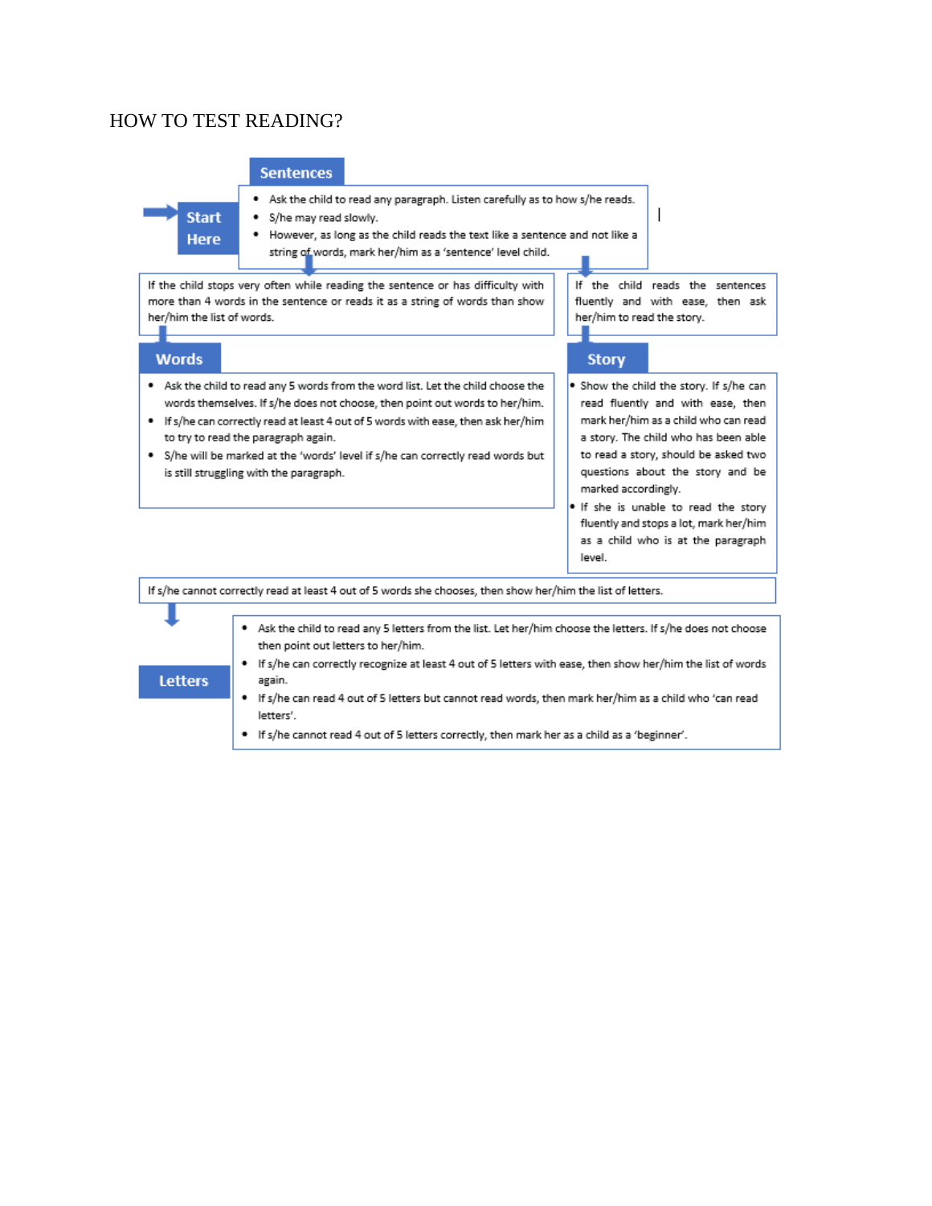# HOW TO TEST READING?

**Start Here**

### Sentences

- Ask the child to read any paragraph. Listen carefully as to how s/he reads.
- S/he may read slowly.
- However, as long as the child reads the text like a sentence and not like a string of words, mark her/him as a 'sentence' level child.

If the child stops very often while reading the sentence or has difficulty with more than 4 words in the sentence or reads it as a string of words than show her/him the list of words.

If the child reads the sentences fluently and with ease, then ask her/him to read the story.

### Words

- Ask the child to read any 5 words from the word list. Let the child choose the words themselves. If s/he does not choose, then point out words to her/him.
- If s/he can correctly read at least 4 out of 5 words with ease, then ask her/him to try to read the paragraph again.
- S/he will be marked at the 'words' level if s/he can correctly read words but is still struggling with the paragraph.

### Story

- Show the child the story. If s/he can read fluently and with ease, then mark her/him as a child who can read a story. The child who has been able to read a story, should be asked two questions about the story and be marked accordingly.
- If she is unable to read the story fluently and stops a lot, mark her/him as a child who is at the paragraph level.

If s/he cannot correctly read at least 4 out of 5 words she chooses, then show her/him the list of letters.

### Letters

- Ask the child to read any 5 letters from the list. Let her/him choose the letters. If s/he does not choose then point out letters to her/him.
- If s/he can correctly recognize at least 4 out of 5 letters with ease, then show her/him the list of words again.
- If s/he can read 4 out of 5 letters but cannot read words, then mark her/him as a child who 'can read letters'.
- If s/he cannot read 4 out of 5 letters correctly, then mark her as a child as a 'beginner'.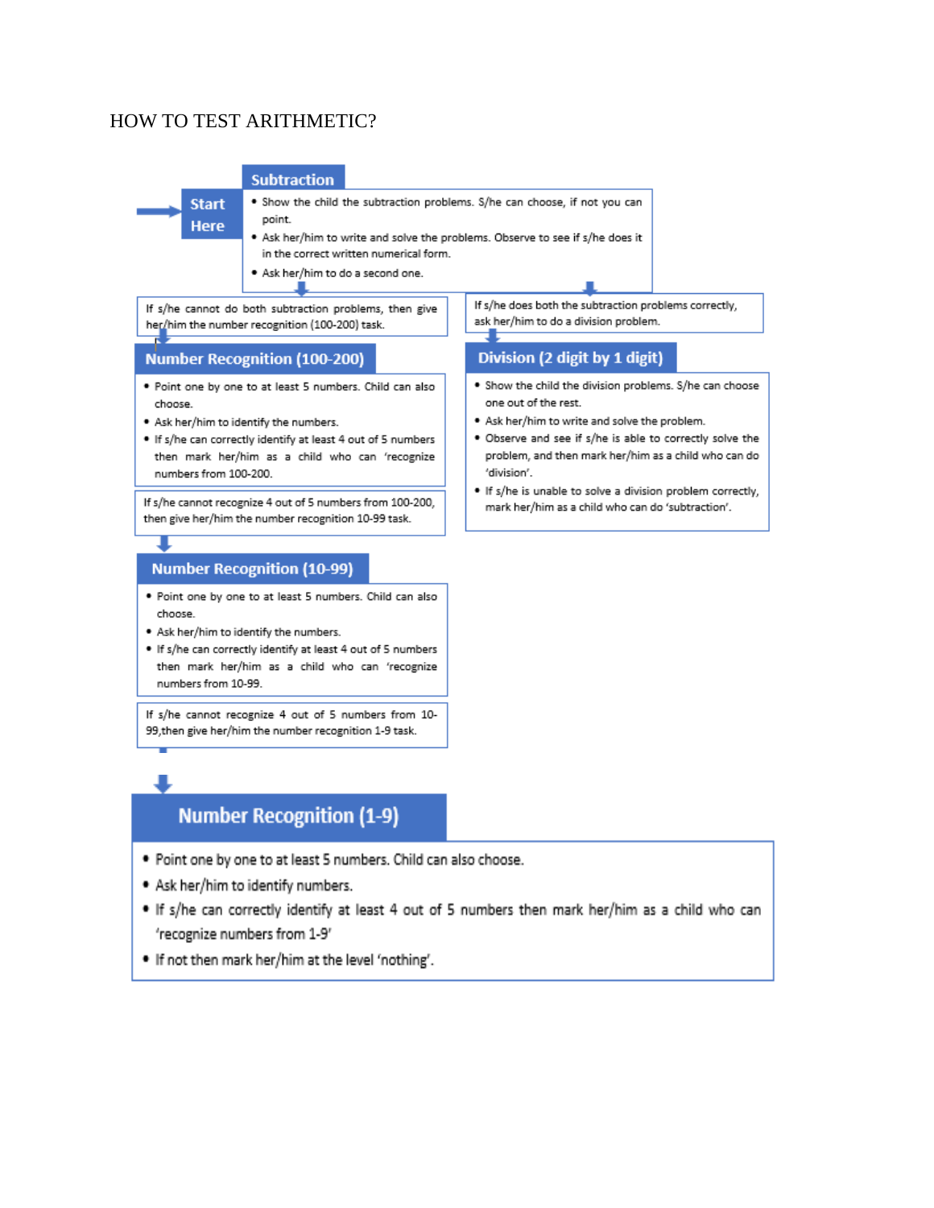# HOW TO TEST ARITHMETIC?

**Start Here**

### Subtraction

- Show the child the subtraction problems. S/he can choose, if not you can point.
- Ask her/him to write and solve the problems. Observe to see if s/he does it in the correct written numerical form.
- Ask her/him to do a second one.

If s/he cannot do both subtraction problems, then give her/him the number recognition (100-200) task.

If s/he does both the subtraction problems correctly, ask her/him to do a division problem.

### Division (2 digit by 1 digit)

- Show the child the division problems. S/he can choose one out of the rest.
- Ask her/him to write and solve the problem.
- Observe and see if s/he is able to correctly solve the problem, and then mark her/him as a child who can do 'division'.
- If s/he is unable to solve a division problem correctly, mark her/him as a child who can do 'subtraction'.

### Number Recognition (100-200)

- Point one by one to at least 5 numbers. Child can also choose.
- Ask her/him to identify the numbers.
- If s/he can correctly identify at least 4 out of 5 numbers then mark her/him as a child who can 'recognize numbers from 100-200.

If s/he cannot recognize 4 out of 5 numbers from 100-200, then give her/him the number recognition 10-99 task.

### Number Recognition (10-99)

- Point one by one to at least 5 numbers. Child can also choose.
- Ask her/him to identify the numbers.
- If s/he can correctly identify at least 4 out of 5 numbers then mark her/him as a child who can 'recognize numbers from 10-99.

If s/he cannot recognize 4 out of 5 numbers from 10-99,then give her/him the number recognition 1-9 task.

### Number Recognition (1-9)

- Point one by one to at least 5 numbers. Child can also choose.
- Ask her/him to identify numbers.
- If s/he can correctly identify at least 4 out of 5 numbers then mark her/him as a child who can 'recognize numbers from 1-9'
- If not then mark her/him at the level 'nothing'.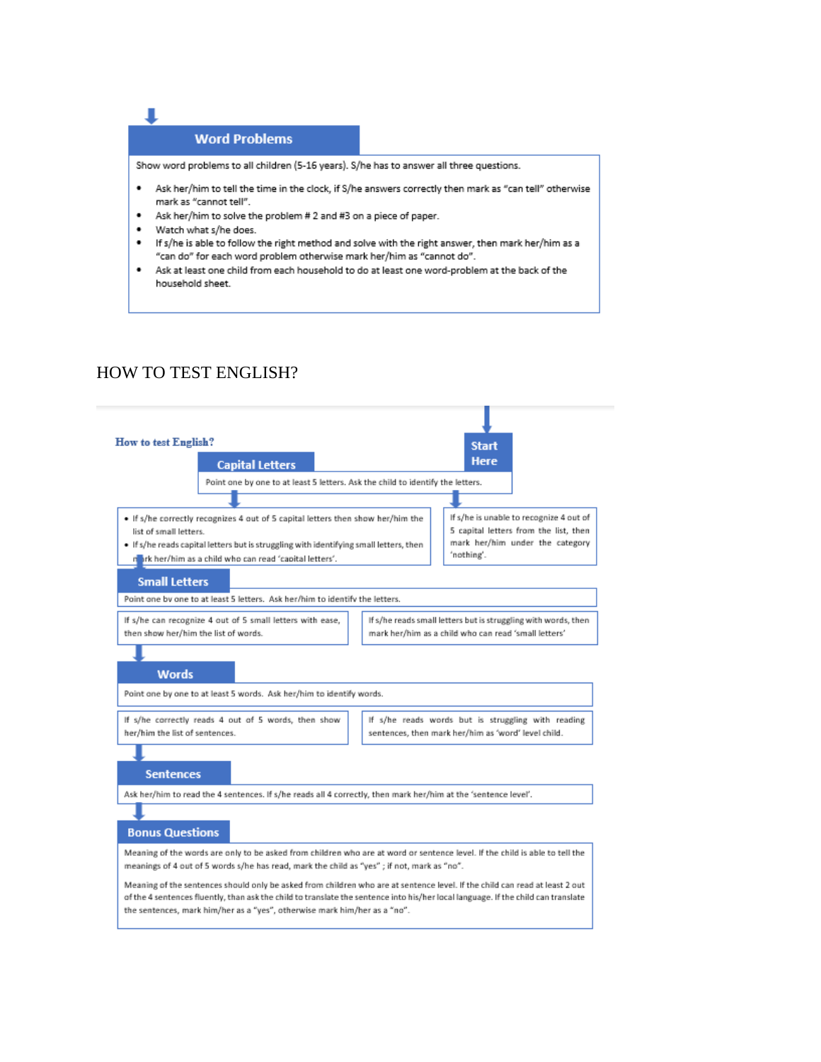### Word Problems

Show word problems to all children (5-16 years). S/he has to answer all three questions.

- Ask her/him to tell the time in the clock, if S/he answers correctly then mark as "can tell" otherwise mark as "cannot tell".
- Ask her/him to solve the problem # 2 and #3 on a piece of paper.
- Watch what s/he does.
- If s/he is able to follow the right method and solve with the right answer, then mark her/him as a "can do" for each word problem otherwise mark her/him as "cannot do".
- Ask at least one child from each household to do at least one word-problem at the back of the household sheet.

HOW TO TEST ENGLISH?

**How to test English?**

**Start Here**

### Capital Letters

Point one by one to at least 5 letters. Ask the child to identify the letters.

- If s/he correctly recognizes 4 out of 5 capital letters then show her/him the list of small letters.
- If s/he reads capital letters but is struggling with identifying small letters, then mark her/him as a child who can read 'capital letters'.

If s/he is unable to recognize 4 out of 5 capital letters from the list, then mark her/him under the category 'nothing'.

### Small Letters

Point one by one to at least 5 letters. Ask her/him to identify the letters.

If s/he can recognize 4 out of 5 small letters with ease, then show her/him the list of words.

If s/he reads small letters but is struggling with words, then mark her/him as a child who can read 'small letters'

### Words

Point one by one to at least 5 words. Ask her/him to identify words.

If s/he correctly reads 4 out of 5 words, then show her/him the list of sentences.

If s/he reads words but is struggling with reading sentences, then mark her/him as 'word' level child.

### Sentences

Ask her/him to read the 4 sentences. If s/he reads all 4 correctly, then mark her/him at the 'sentence level'.

### Bonus Questions

Meaning of the words are only to be asked from children who are at word or sentence level. If the child is able to tell the meanings of 4 out of 5 words s/he has read, mark the child as "yes" ; if not, mark as "no".

Meaning of the sentences should only be asked from children who are at sentence level. If the child can read at least 2 out of the 4 sentences fluently, than ask the child to translate the sentence into his/her local language. If the child can translate the sentences, mark him/her as a "yes", otherwise mark him/her as a "no".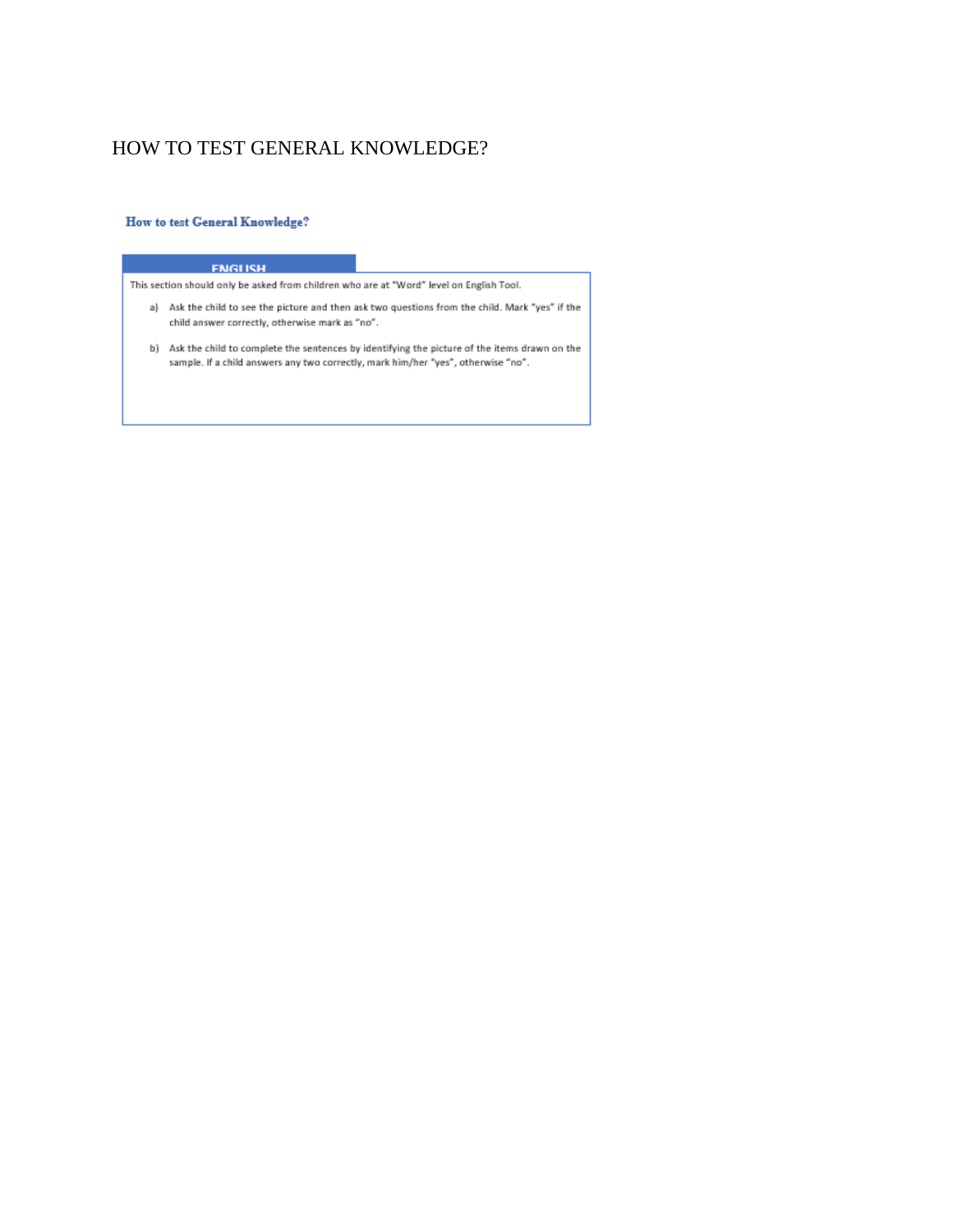# HOW TO TEST GENERAL KNOWLEDGE?

### How to test General Knowledge?

**ENGLISH**

This section should only be asked from children who are at "Word" level on English Tool.

a) Ask the child to see the picture and then ask two questions from the child. Mark "yes" if the child answer correctly, otherwise mark as "no".

b) Ask the child to complete the sentences by identifying the picture of the items drawn on the sample. If a child answers any two correctly, mark him/her "yes", otherwise "no".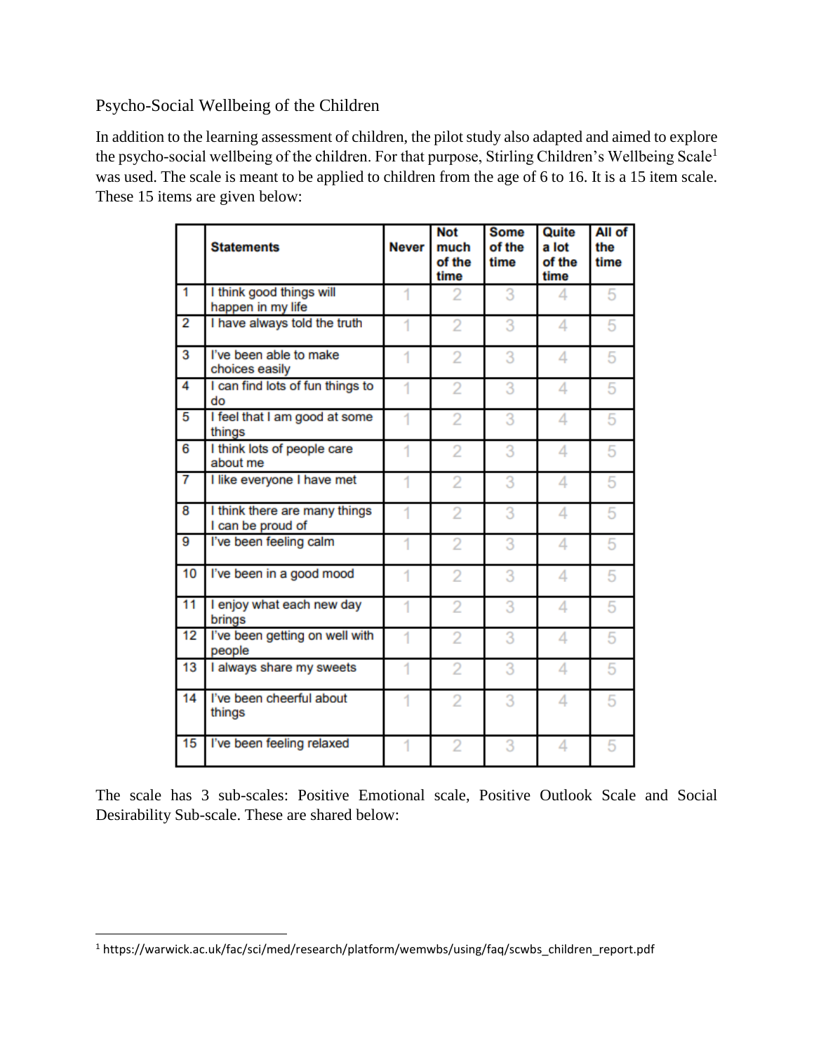## Psycho-Social Wellbeing of the Children

In addition to the learning assessment of children, the pilot study also adapted and aimed to explore the psycho-social wellbeing of the children. For that purpose, Stirling Children's Wellbeing Scale[1] was used. The scale is meant to be applied to children from the age of 6 to 16. It is a 15 item scale. These 15 items are given below:

| | Statements | Never | Not much of the time | Some of the time | Quite a lot of the time | All of the time |
|---|---|---|---|---|---|---|
| 1 | I think good things will happen in my life | 1 | 2 | 3 | 4 | 5 |
| 2 | I have always told the truth | 1 | 2 | 3 | 4 | 5 |
| 3 | I've been able to make choices easily | 1 | 2 | 3 | 4 | 5 |
| 4 | I can find lots of fun things to do | 1 | 2 | 3 | 4 | 5 |
| 5 | I feel that I am good at some things | 1 | 2 | 3 | 4 | 5 |
| 6 | I think lots of people care about me | 1 | 2 | 3 | 4 | 5 |
| 7 | I like everyone I have met | 1 | 2 | 3 | 4 | 5 |
| 8 | I think there are many things I can be proud of | 1 | 2 | 3 | 4 | 5 |
| 9 | I've been feeling calm | 1 | 2 | 3 | 4 | 5 |
| 10 | I've been in a good mood | 1 | 2 | 3 | 4 | 5 |
| 11 | I enjoy what each new day brings | 1 | 2 | 3 | 4 | 5 |
| 12 | I've been getting on well with people | 1 | 2 | 3 | 4 | 5 |
| 13 | I always share my sweets | 1 | 2 | 3 | 4 | 5 |
| 14 | I've been cheerful about things | 1 | 2 | 3 | 4 | 5 |
| 15 | I've been feeling relaxed | 1 | 2 | 3 | 4 | 5 |

The scale has 3 sub-scales: Positive Emotional scale, Positive Outlook Scale and Social Desirability Sub-scale. These are shared below:

[1] https://warwick.ac.uk/fac/sci/med/research/platform/wemwbs/using/faq/scwbs_children_report.pdf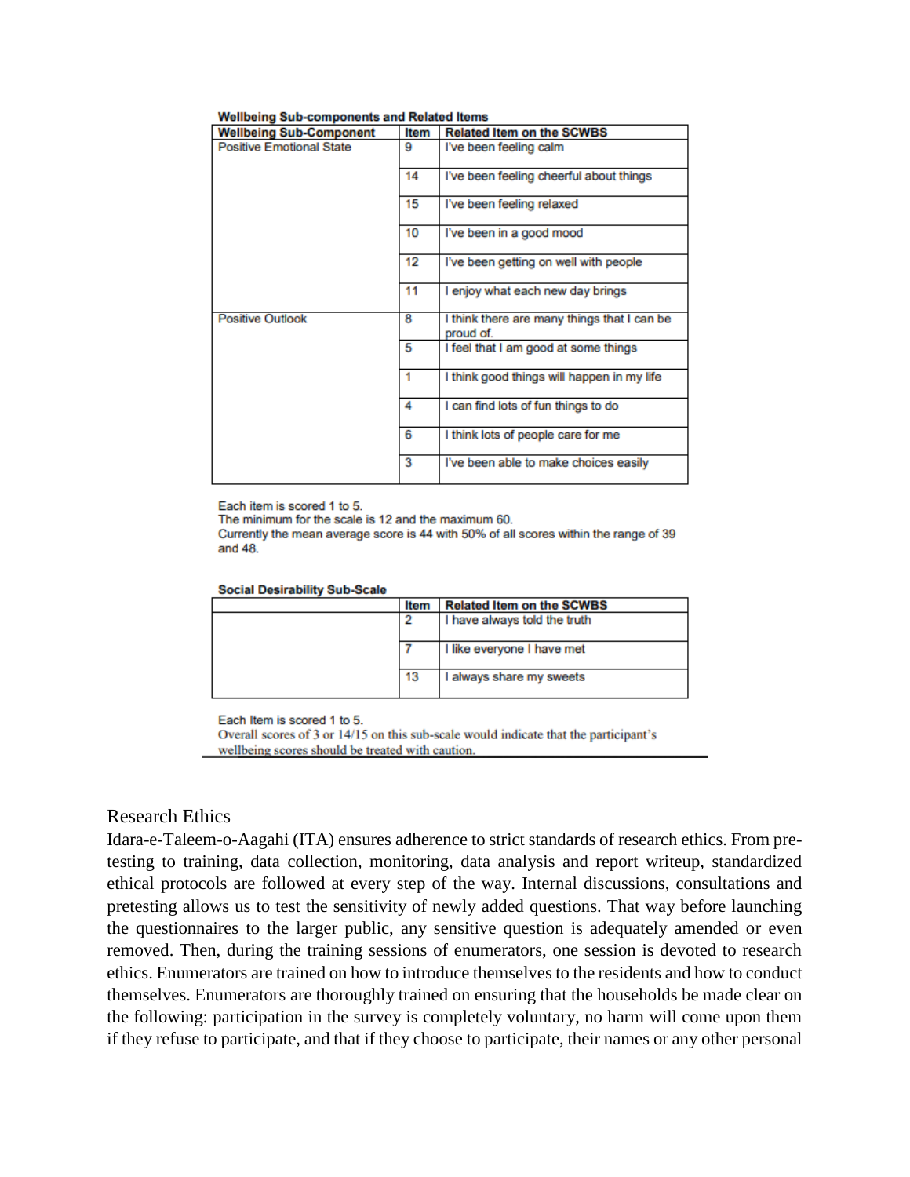**Wellbeing Sub-components and Related Items**

| Wellbeing Sub-Component | Item | Related Item on the SCWBS |
|---|---|---|
| Positive Emotional State | 9 | I've been feeling calm |
| | 14 | I've been feeling cheerful about things |
| | 15 | I've been feeling relaxed |
| | 10 | I've been in a good mood |
| | 12 | I've been getting on well with people |
| | 11 | I enjoy what each new day brings |
| Positive Outlook | 8 | I think there are many things that I can be proud of. |
| | 5 | I feel that I am good at some things |
| | 1 | I think good things will happen in my life |
| | 4 | I can find lots of fun things to do |
| | 6 | I think lots of people care for me |
| | 3 | I've been able to make choices easily |

Each item is scored 1 to 5.
The minimum for the scale is 12 and the maximum 60.
Currently the mean average score is 44 with 50% of all scores within the range of 39 and 48.

**Social Desirability Sub-Scale**

| | Item | Related Item on the SCWBS |
|---|---|---|
| | 2 | I have always told the truth |
| | 7 | I like everyone I have met |
| | 13 | I always share my sweets |

Each Item is scored 1 to 5.
Overall scores of 3 or 14/15 on this sub-scale would indicate that the participant's wellbeing scores should be treated with caution.

## Research Ethics

Idara-e-Taleem-o-Aagahi (ITA) ensures adherence to strict standards of research ethics. From pre-testing to training, data collection, monitoring, data analysis and report writeup, standardized ethical protocols are followed at every step of the way. Internal discussions, consultations and pretesting allows us to test the sensitivity of newly added questions. That way before launching the questionnaires to the larger public, any sensitive question is adequately amended or even removed. Then, during the training sessions of enumerators, one session is devoted to research ethics. Enumerators are trained on how to introduce themselves to the residents and how to conduct themselves. Enumerators are thoroughly trained on ensuring that the households be made clear on the following: participation in the survey is completely voluntary, no harm will come upon them if they refuse to participate, and that if they choose to participate, their names or any other personal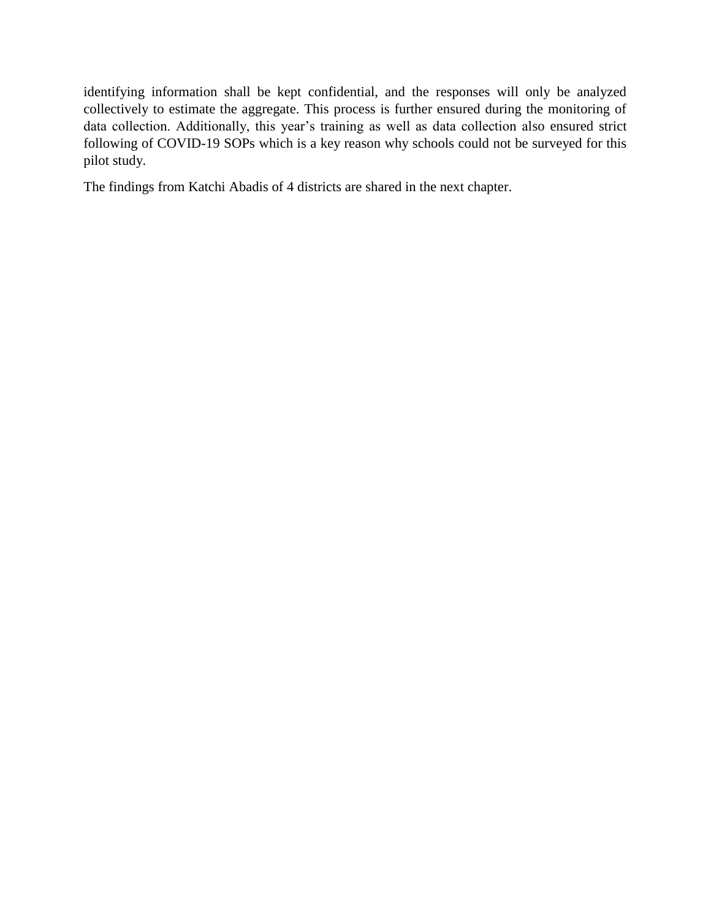identifying information shall be kept confidential, and the responses will only be analyzed collectively to estimate the aggregate. This process is further ensured during the monitoring of data collection. Additionally, this year's training as well as data collection also ensured strict following of COVID-19 SOPs which is a key reason why schools could not be surveyed for this pilot study.

The findings from Katchi Abadis of 4 districts are shared in the next chapter.